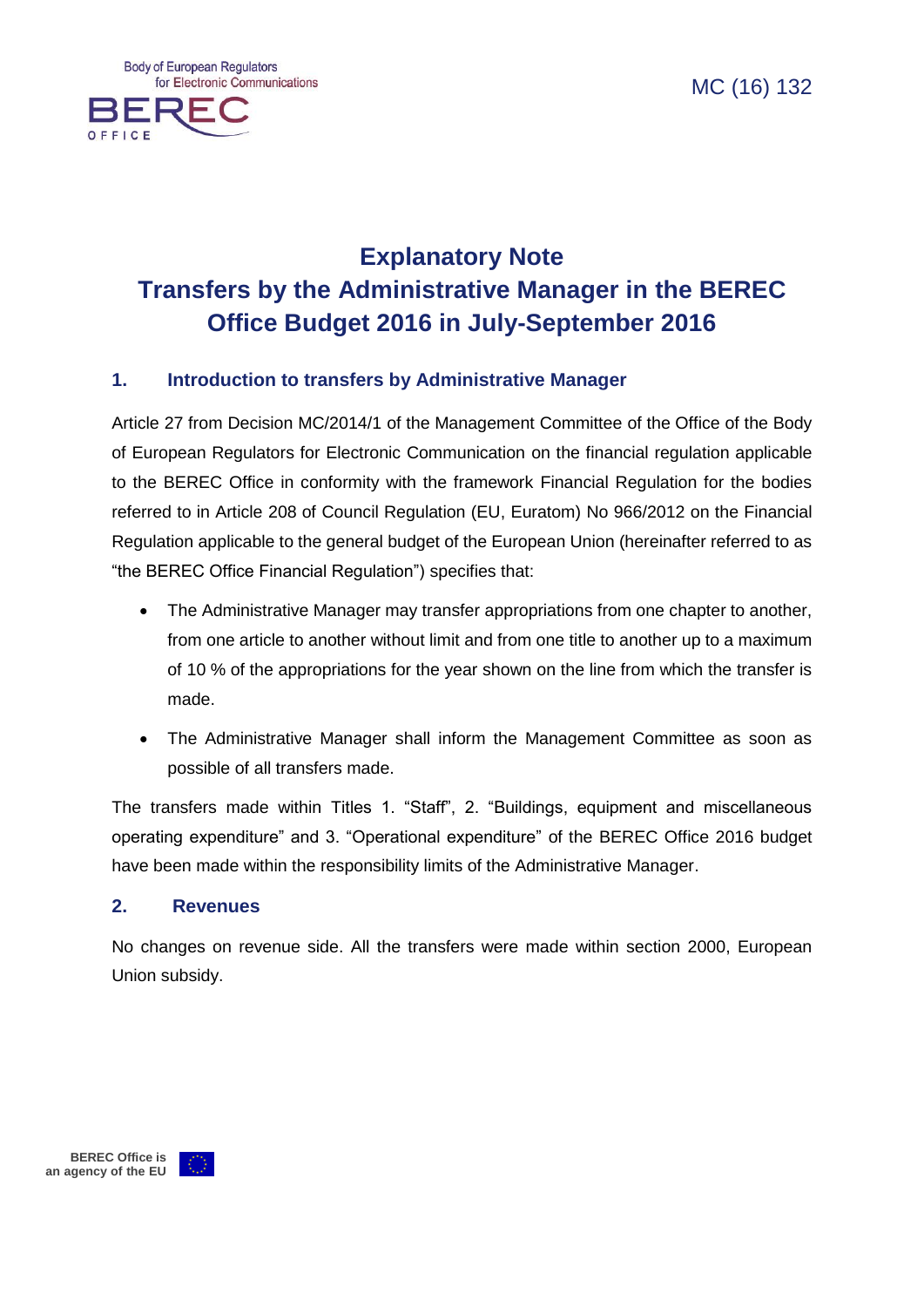MC (16) 132

# Explanatory Note
# Transfers by the Administrative Manager in the BEREC Office Budget 2016 in July-September 2016

## 1. Introduction to transfers by Administrative Manager

Article 27 from Decision MC/2014/1 of the Management Committee of the Office of the Body of European Regulators for Electronic Communication on the financial regulation applicable to the BEREC Office in conformity with the framework Financial Regulation for the bodies referred to in Article 208 of Council Regulation (EU, Euratom) No 966/2012 on the Financial Regulation applicable to the general budget of the European Union (hereinafter referred to as "the BEREC Office Financial Regulation") specifies that:

- The Administrative Manager may transfer appropriations from one chapter to another, from one article to another without limit and from one title to another up to a maximum of 10 % of the appropriations for the year shown on the line from which the transfer is made.
- The Administrative Manager shall inform the Management Committee as soon as possible of all transfers made.

The transfers made within Titles 1. "Staff", 2. "Buildings, equipment and miscellaneous operating expenditure" and 3. "Operational expenditure" of the BEREC Office 2016 budget have been made within the responsibility limits of the Administrative Manager.

## 2. Revenues

No changes on revenue side. All the transfers were made within section 2000, European Union subsidy.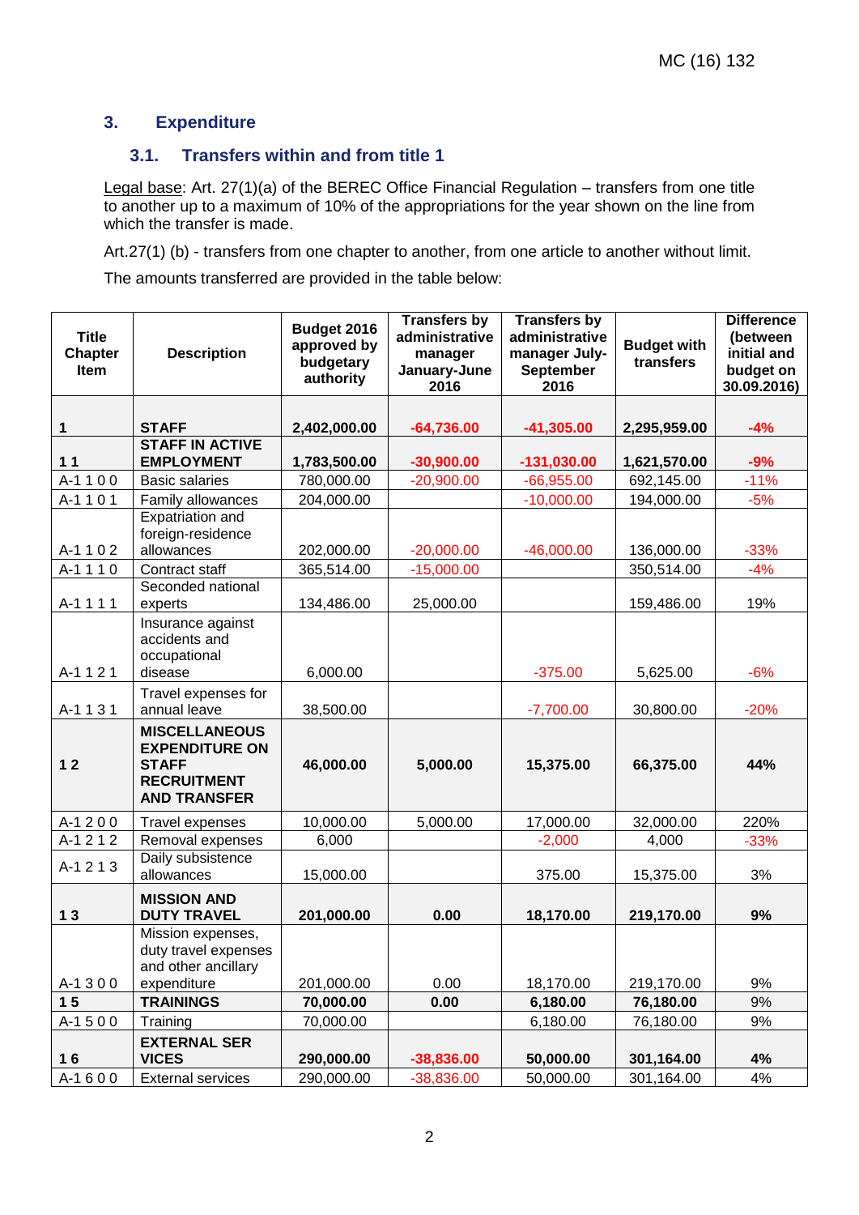## 3. Expenditure

### 3.1. Transfers within and from title 1

Legal base: Art. 27(1)(a) of the BEREC Office Financial Regulation – transfers from one title to another up to a maximum of 10% of the appropriations for the year shown on the line from which the transfer is made.

Art.27(1) (b) - transfers from one chapter to another, from one article to another without limit.

The amounts transferred are provided in the table below:

| Title Chapter Item | Description | Budget 2016 approved by budgetary authority | Transfers by administrative manager January-June 2016 | Transfers by administrative manager July-September 2016 | Budget with transfers | Difference (between initial and budget on 30.09.2016) |
|---|---|---|---|---|---|---|
| **1** | **STAFF** | **2,402,000.00** | **-64,736.00** | **-41,305.00** | **2,295,959.00** | **-4%** |
| **1 1** | **STAFF IN ACTIVE EMPLOYMENT** | **1,783,500.00** | **-30,900.00** | **-131,030.00** | **1,621,570.00** | **-9%** |
| A-1 1 0 0 | Basic salaries | 780,000.00 | -20,900.00 | -66,955.00 | 692,145.00 | -11% |
| A-1 1 0 1 | Family allowances | 204,000.00 | | -10,000.00 | 194,000.00 | -5% |
| A-1 1 0 2 | Expatriation and foreign-residence allowances | 202,000.00 | -20,000.00 | -46,000.00 | 136,000.00 | -33% |
| A-1 1 1 0 | Contract staff | 365,514.00 | -15,000.00 | | 350,514.00 | -4% |
| A-1 1 1 1 | Seconded national experts | 134,486.00 | 25,000.00 | | 159,486.00 | 19% |
| A-1 1 2 1 | Insurance against accidents and occupational disease | 6,000.00 | | -375.00 | 5,625.00 | -6% |
| A-1 1 3 1 | Travel expenses for annual leave | 38,500.00 | | -7,700.00 | 30,800.00 | -20% |
| **1 2** | **MISCELLANEOUS EXPENDITURE ON STAFF RECRUITMENT AND TRANSFER** | **46,000.00** | **5,000.00** | **15,375.00** | **66,375.00** | **44%** |
| A-1 2 0 0 | Travel expenses | 10,000.00 | 5,000.00 | 17,000.00 | 32,000.00 | 220% |
| A-1 2 1 2 | Removal expenses | 6,000 | | -2,000 | 4,000 | -33% |
| A-1 2 1 3 | Daily subsistence allowances | 15,000.00 | | 375.00 | 15,375.00 | 3% |
| **1 3** | **MISSION AND DUTY TRAVEL** | **201,000.00** | **0.00** | **18,170.00** | **219,170.00** | **9%** |
| A-1 3 0 0 | Mission expenses, duty travel expenses and other ancillary expenditure | 201,000.00 | 0.00 | 18,170.00 | 219,170.00 | 9% |
| **1 5** | **TRAININGS** | **70,000.00** | **0.00** | **6,180.00** | **76,180.00** | **9%** |
| A-1 5 0 0 | Training | 70,000.00 | | 6,180.00 | 76,180.00 | 9% |
| **1 6** | **EXTERNAL SER VICES** | **290,000.00** | **-38,836.00** | **50,000.00** | **301,164.00** | **4%** |
| A-1 6 0 0 | External services | 290,000.00 | -38,836.00 | 50,000.00 | 301,164.00 | 4% |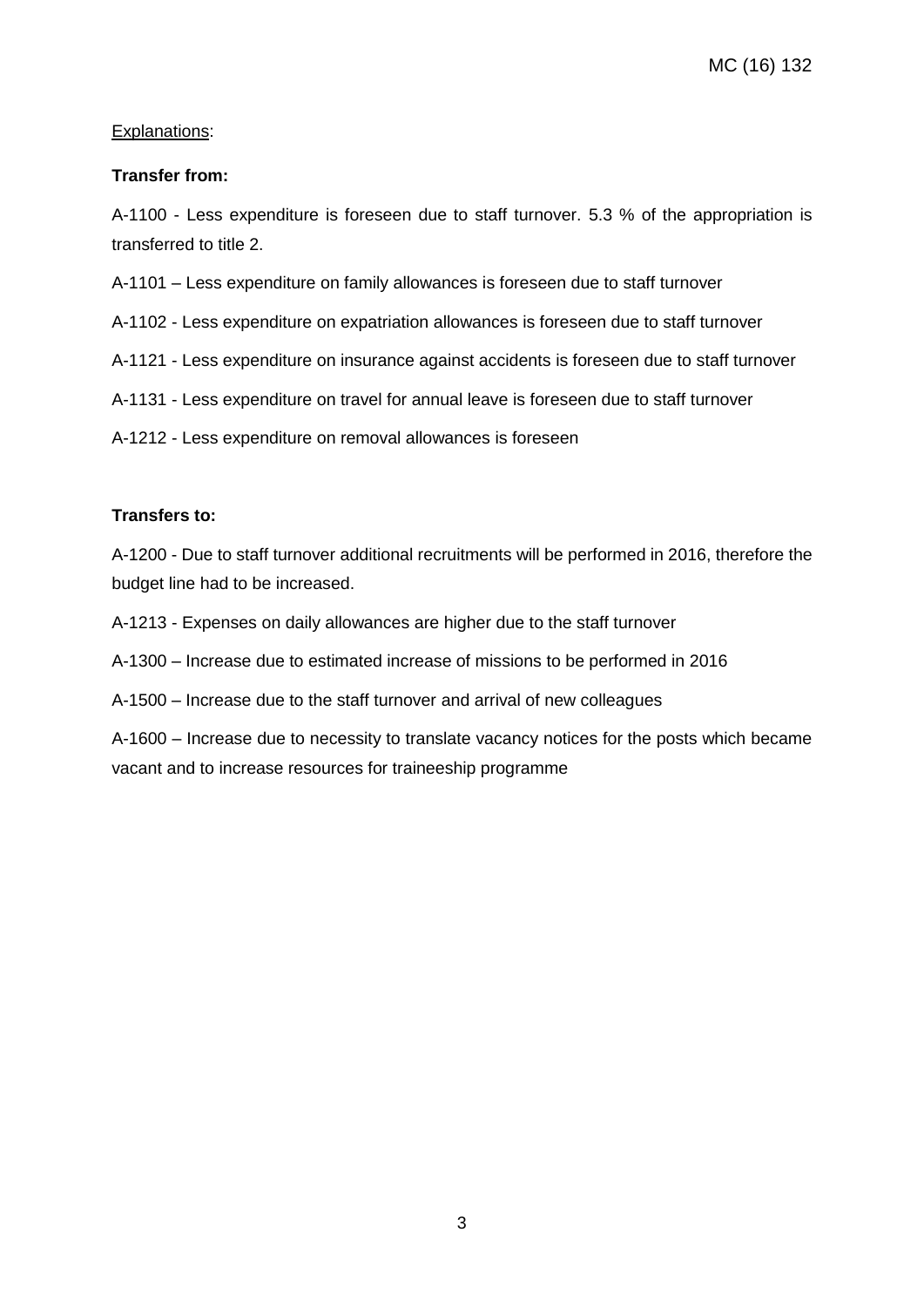Explanations:

**Transfer from:**

A-1100 - Less expenditure is foreseen due to staff turnover. 5.3 % of the appropriation is transferred to title 2.

A-1101 – Less expenditure on family allowances is foreseen due to staff turnover

A-1102 - Less expenditure on expatriation allowances is foreseen due to staff turnover

A-1121 - Less expenditure on insurance against accidents is foreseen due to staff turnover

A-1131 - Less expenditure on travel for annual leave is foreseen due to staff turnover

A-1212 - Less expenditure on removal allowances is foreseen

**Transfers to:**

A-1200 - Due to staff turnover additional recruitments will be performed in 2016, therefore the budget line had to be increased.

A-1213 - Expenses on daily allowances are higher due to the staff turnover

A-1300 – Increase due to estimated increase of missions to be performed in 2016

A-1500 – Increase due to the staff turnover and arrival of new colleagues

A-1600 – Increase due to necessity to translate vacancy notices for the posts which became vacant and to increase resources for traineeship programme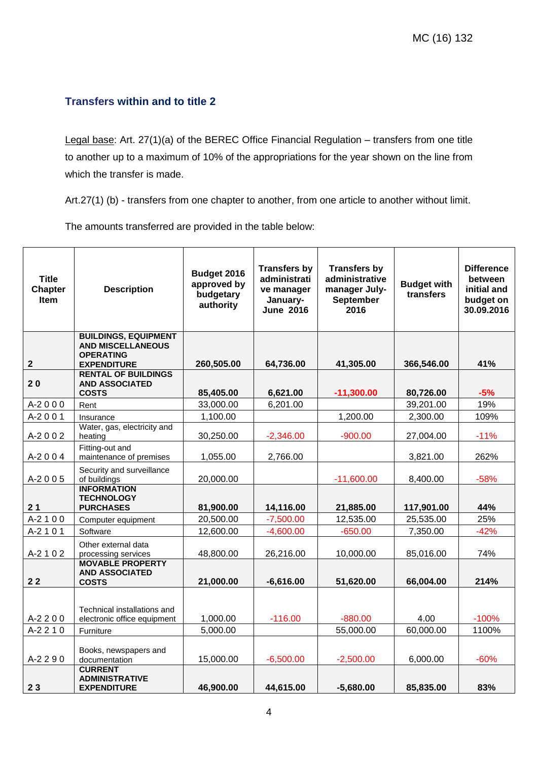## Transfers within and to title 2

Legal base: Art. 27(1)(a) of the BEREC Office Financial Regulation – transfers from one title to another up to a maximum of 10% of the appropriations for the year shown on the line from which the transfer is made.

Art.27(1) (b) - transfers from one chapter to another, from one article to another without limit.

The amounts transferred are provided in the table below:

| Title Chapter Item | Description | Budget 2016 approved by budgetary authority | Transfers by administrative manager January-June 2016 | Transfers by administrative manager July-September 2016 | Budget with transfers | Difference between initial and budget on 30.09.2016 |
|---|---|---|---|---|---|---|
| **2** | **BUILDINGS, EQUIPMENT AND MISCELLANEOUS OPERATING EXPENDITURE** | **260,505.00** | **64,736.00** | **41,305.00** | **366,546.00** | **41%** |
| **2 0** | **RENTAL OF BUILDINGS AND ASSOCIATED COSTS** | **85,405.00** | **6,621.00** | **-11,300.00** | **80,726.00** | **-5%** |
| A-2 0 0 0 | Rent | 33,000.00 | 6,201.00 | | 39,201.00 | 19% |
| A-2 0 0 1 | Insurance | 1,100.00 | | 1,200.00 | 2,300.00 | 109% |
| A-2 0 0 2 | Water, gas, electricity and heating | 30,250.00 | -2,346.00 | -900.00 | 27,004.00 | -11% |
| A-2 0 0 4 | Fitting-out and maintenance of premises | 1,055.00 | 2,766.00 | | 3,821.00 | 262% |
| A-2 0 0 5 | Security and surveillance of buildings | 20,000.00 | | -11,600.00 | 8,400.00 | -58% |
| **2 1** | **INFORMATION TECHNOLOGY PURCHASES** | **81,900.00** | **14,116.00** | **21,885.00** | **117,901.00** | **44%** |
| A-2 1 0 0 | Computer equipment | 20,500.00 | -7,500.00 | 12,535.00 | 25,535.00 | 25% |
| A-2 1 0 1 | Software | 12,600.00 | -4,600.00 | -650.00 | 7,350.00 | -42% |
| A-2 1 0 2 | Other external data processing services | 48,800.00 | 26,216.00 | 10,000.00 | 85,016.00 | 74% |
| **2 2** | **MOVABLE PROPERTY AND ASSOCIATED COSTS** | **21,000.00** | **-6,616.00** | **51,620.00** | **66,004.00** | **214%** |
| A-2 2 0 0 | Technical installations and electronic office equipment | 1,000.00 | -116.00 | -880.00 | 4.00 | -100% |
| A-2 2 1 0 | Furniture | 5,000.00 | | 55,000.00 | 60,000.00 | 1100% |
| A-2 2 9 0 | Books, newspapers and documentation | 15,000.00 | -6,500.00 | -2,500.00 | 6,000.00 | -60% |
| **2 3** | **CURRENT ADMINISTRATIVE EXPENDITURE** | **46,900.00** | **44,615.00** | **-5,680.00** | **85,835.00** | **83%** |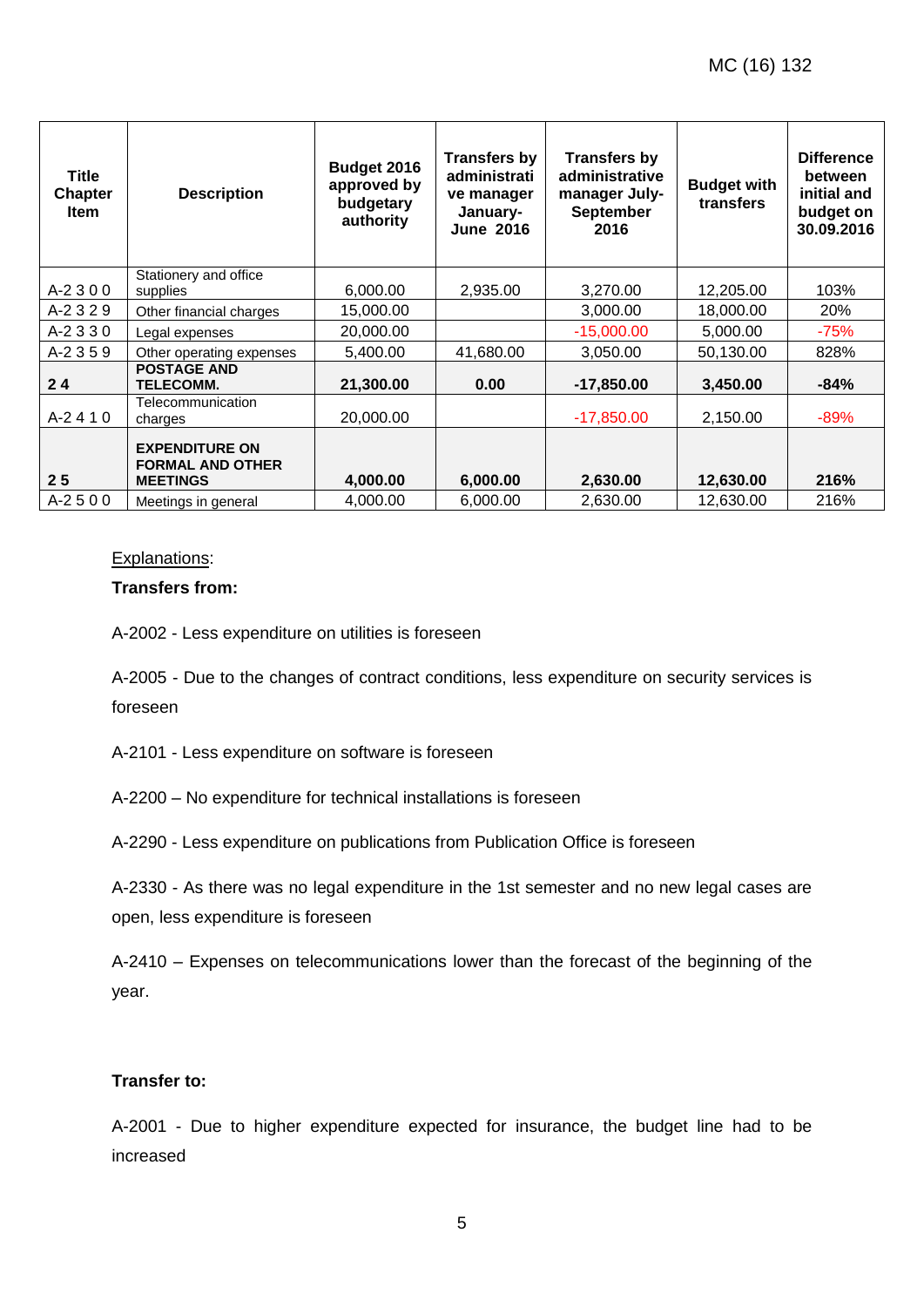| Title Chapter Item | Description | Budget 2016 approved by budgetary authority | Transfers by administrative manager January-June 2016 | Transfers by administrative manager July-September 2016 | Budget with transfers | Difference between initial and budget on 30.09.2016 |
|---|---|---|---|---|---|---|
| A-2 3 0 0 | Stationery and office supplies | 6,000.00 | 2,935.00 | 3,270.00 | 12,205.00 | 103% |
| A-2 3 2 9 | Other financial charges | 15,000.00 | | 3,000.00 | 18,000.00 | 20% |
| A-2 3 3 0 | Legal expenses | 20,000.00 | | -15,000.00 | 5,000.00 | -75% |
| A-2 3 5 9 | Other operating expenses | 5,400.00 | 41,680.00 | 3,050.00 | 50,130.00 | 828% |
| **2 4** | **POSTAGE AND TELECOMM.** | **21,300.00** | **0.00** | **-17,850.00** | **3,450.00** | **-84%** |
| A-2 4 1 0 | Telecommunication charges | 20,000.00 | | -17,850.00 | 2,150.00 | -89% |
| **2 5** | **EXPENDITURE ON FORMAL AND OTHER MEETINGS** | **4,000.00** | **6,000.00** | **2,630.00** | **12,630.00** | **216%** |
| A-2 5 0 0 | Meetings in general | 4,000.00 | 6,000.00 | 2,630.00 | 12,630.00 | 216% |

Explanations:

**Transfers from:**

A-2002 - Less expenditure on utilities is foreseen

A-2005 - Due to the changes of contract conditions, less expenditure on security services is foreseen

A-2101 - Less expenditure on software is foreseen

A-2200 – No expenditure for technical installations is foreseen

A-2290 - Less expenditure on publications from Publication Office is foreseen

A-2330 - As there was no legal expenditure in the 1st semester and no new legal cases are open, less expenditure is foreseen

A-2410 – Expenses on telecommunications lower than the forecast of the beginning of the year.

**Transfer to:**

A-2001 - Due to higher expenditure expected for insurance, the budget line had to be increased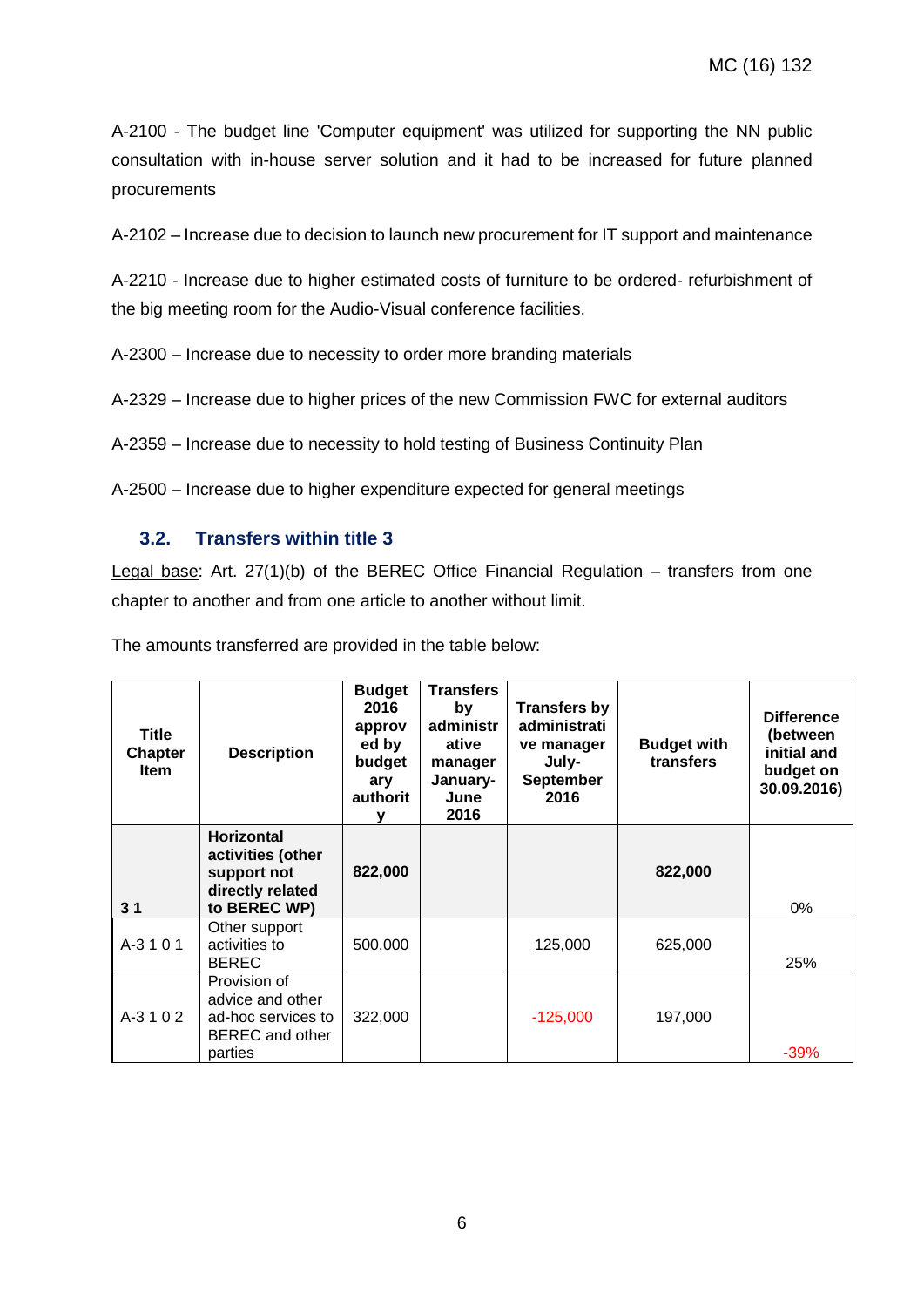A-2100 - The budget line 'Computer equipment' was utilized for supporting the NN public consultation with in-house server solution and it had to be increased for future planned procurements

A-2102 – Increase due to decision to launch new procurement for IT support and maintenance

A-2210 - Increase due to higher estimated costs of furniture to be ordered- refurbishment of the big meeting room for the Audio-Visual conference facilities.

A-2300 – Increase due to necessity to order more branding materials

A-2329 – Increase due to higher prices of the new Commission FWC for external auditors

A-2359 – Increase due to necessity to hold testing of Business Continuity Plan

A-2500 – Increase due to higher expenditure expected for general meetings

### 3.2. Transfers within title 3

Legal base: Art. 27(1)(b) of the BEREC Office Financial Regulation – transfers from one chapter to another and from one article to another without limit.

The amounts transferred are provided in the table below:

| Title Chapter Item | Description | Budget 2016 approved by budgetary authority | Transfers by administrative manager January-June 2016 | Transfers by administrative manager July-September 2016 | Budget with transfers | Difference (between initial and budget on 30.09.2016) |
|---|---|---|---|---|---|---|
| **3 1** | **Horizontal activities (other support not directly related to BEREC WP)** | **822,000** | | | **822,000** | 0% |
| A-3 1 0 1 | Other support activities to BEREC | 500,000 | | 125,000 | 625,000 | 25% |
| A-3 1 0 2 | Provision of advice and other ad-hoc services to BEREC and other parties | 322,000 | | -125,000 | 197,000 | -39% |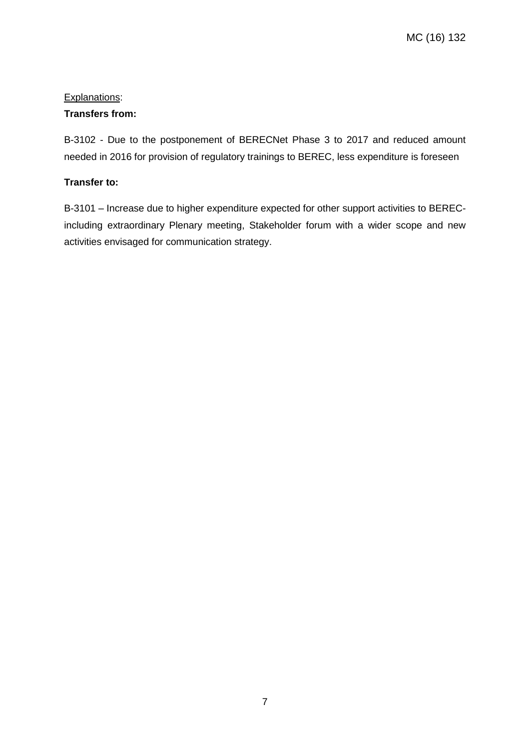<u>Explanations</u>:

**Transfers from:**

B-3102 - Due to the postponement of BERECNet Phase 3 to 2017 and reduced amount needed in 2016 for provision of regulatory trainings to BEREC, less expenditure is foreseen

**Transfer to:**

B-3101 – Increase due to higher expenditure expected for other support activities to BEREC- including extraordinary Plenary meeting, Stakeholder forum with a wider scope and new activities envisaged for communication strategy.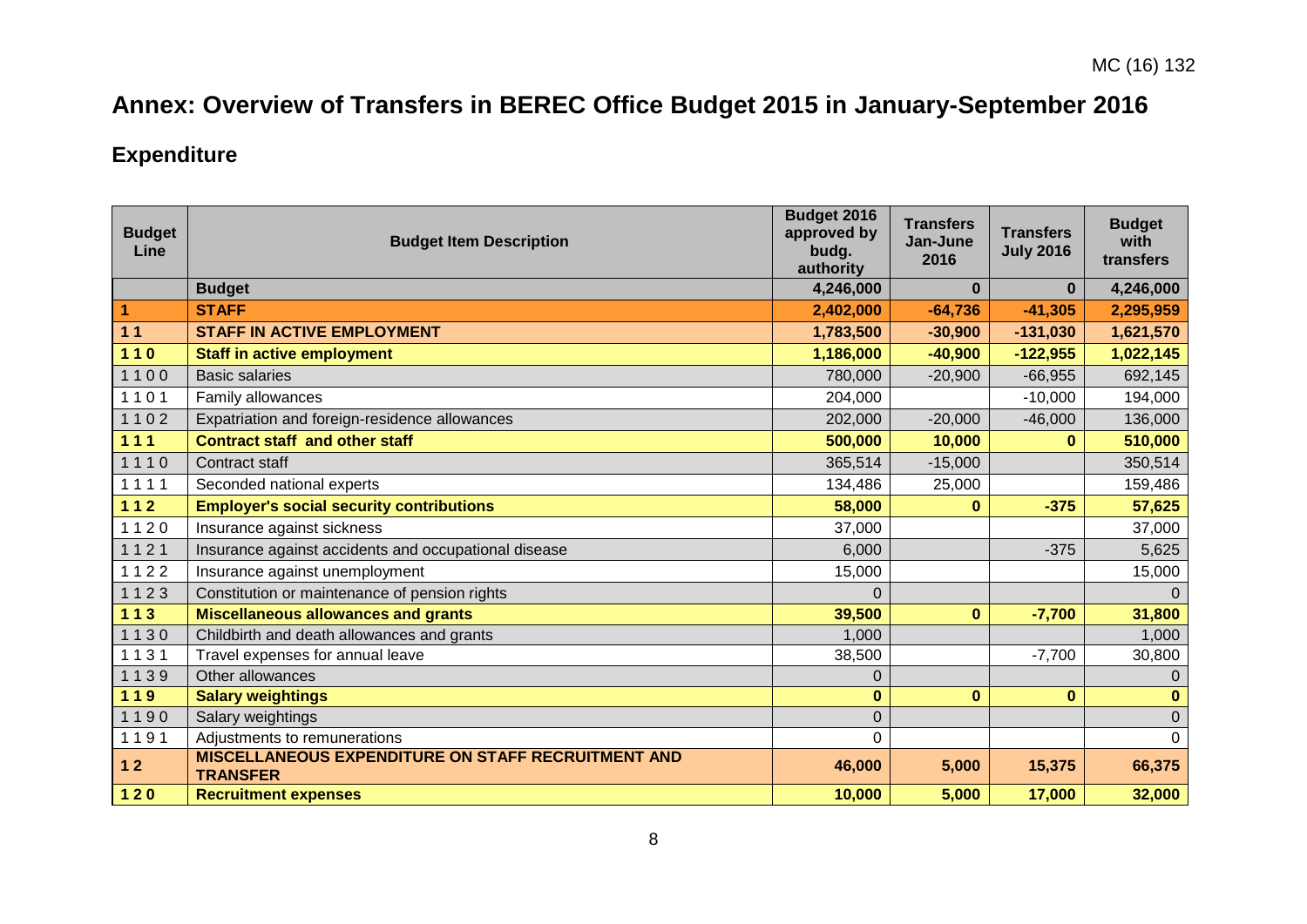# Annex: Overview of Transfers in BEREC Office Budget 2015 in January-September 2016

## Expenditure

| Budget Line | Budget Item Description | Budget 2016 approved by budg. authority | Transfers Jan-June 2016 | Transfers July 2016 | Budget with transfers |
|---|---|---|---|---|---|
| | **Budget** | **4,246,000** | **0** | **0** | **4,246,000** |
| **1** | **STAFF** | **2,402,000** | **-64,736** | **-41,305** | **2,295,959** |
| **1 1** | **STAFF IN ACTIVE EMPLOYMENT** | **1,783,500** | **-30,900** | **-131,030** | **1,621,570** |
| **1 1 0** | **Staff in active employment** | **1,186,000** | **-40,900** | **-122,955** | **1,022,145** |
| 1 1 0 0 | Basic salaries | 780,000 | -20,900 | -66,955 | 692,145 |
| 1 1 0 1 | Family allowances | 204,000 | | -10,000 | 194,000 |
| 1 1 0 2 | Expatriation and foreign-residence allowances | 202,000 | -20,000 | -46,000 | 136,000 |
| **1 1 1** | **Contract staff and other staff** | **500,000** | **10,000** | **0** | **510,000** |
| 1 1 1 0 | Contract staff | 365,514 | -15,000 | | 350,514 |
| 1 1 1 1 | Seconded national experts | 134,486 | 25,000 | | 159,486 |
| **1 1 2** | **Employer's social security contributions** | **58,000** | **0** | **-375** | **57,625** |
| 1 1 2 0 | Insurance against sickness | 37,000 | | | 37,000 |
| 1 1 2 1 | Insurance against accidents and occupational disease | 6,000 | | -375 | 5,625 |
| 1 1 2 2 | Insurance against unemployment | 15,000 | | | 15,000 |
| 1 1 2 3 | Constitution or maintenance of pension rights | 0 | | | 0 |
| **1 1 3** | **Miscellaneous allowances and grants** | **39,500** | **0** | **-7,700** | **31,800** |
| 1 1 3 0 | Childbirth and death allowances and grants | 1,000 | | | 1,000 |
| 1 1 3 1 | Travel expenses for annual leave | 38,500 | | -7,700 | 30,800 |
| 1 1 3 9 | Other allowances | 0 | | | 0 |
| **1 1 9** | **Salary weightings** | **0** | **0** | **0** | **0** |
| 1 1 9 0 | Salary weightings | 0 | | | 0 |
| 1 1 9 1 | Adjustments to remunerations | 0 | | | 0 |
| **1 2** | **MISCELLANEOUS EXPENDITURE ON STAFF RECRUITMENT AND TRANSFER** | **46,000** | **5,000** | **15,375** | **66,375** |
| **1 2 0** | **Recruitment expenses** | **10,000** | **5,000** | **17,000** | **32,000** |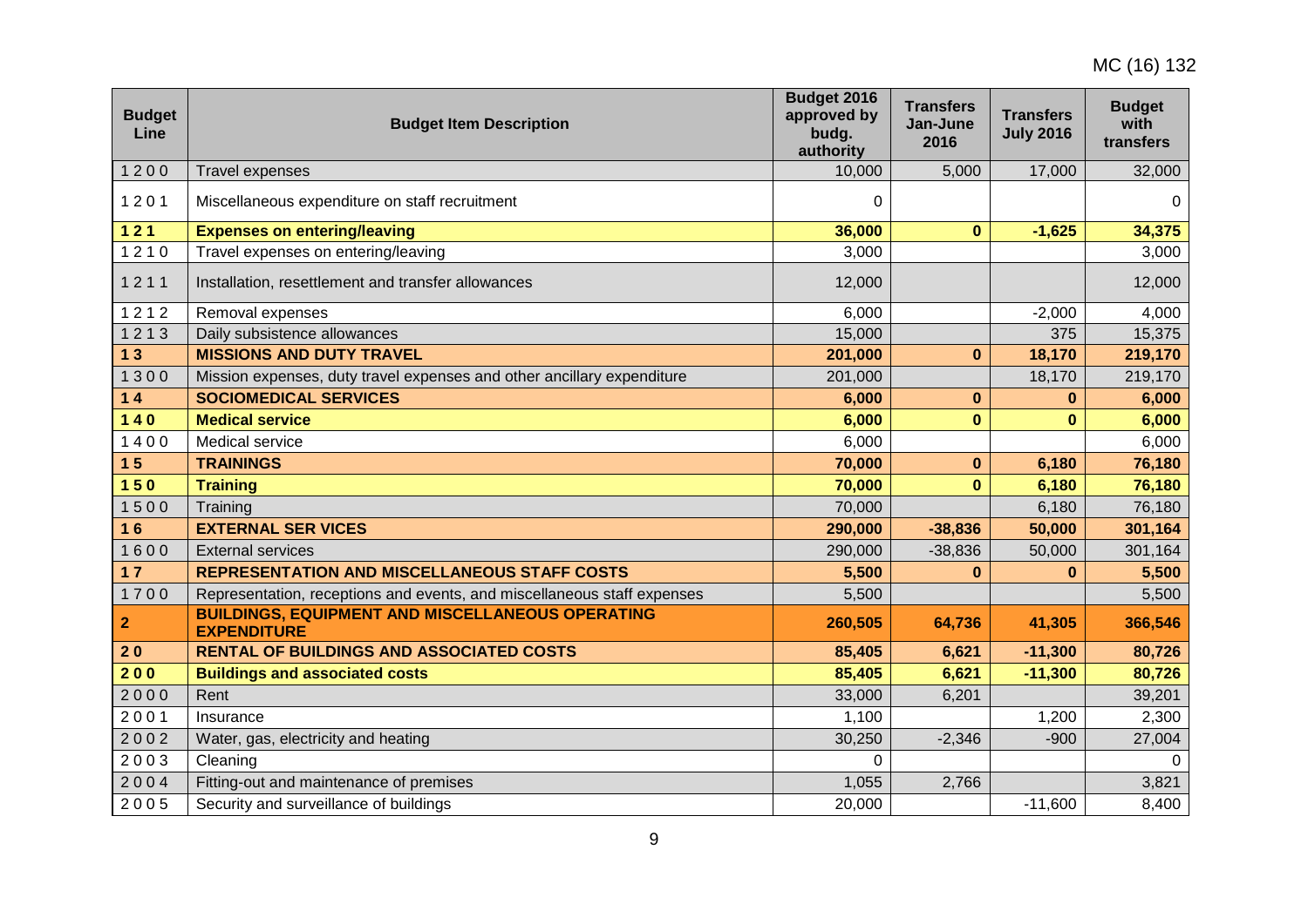| Budget Line | Budget Item Description | Budget 2016 approved by budg. authority | Transfers Jan-June 2016 | Transfers July 2016 | Budget with transfers |
|---|---|---|---|---|---|
| 1 2 0 0 | Travel expenses | 10,000 | 5,000 | 17,000 | 32,000 |
| 1 2 0 1 | Miscellaneous expenditure on staff recruitment | 0 | | | 0 |
| **1 2 1** | **Expenses on entering/leaving** | **36,000** | **0** | **-1,625** | **34,375** |
| 1 2 1 0 | Travel expenses on entering/leaving | 3,000 | | | 3,000 |
| 1 2 1 1 | Installation, resettlement and transfer allowances | 12,000 | | | 12,000 |
| 1 2 1 2 | Removal expenses | 6,000 | | -2,000 | 4,000 |
| 1 2 1 3 | Daily subsistence allowances | 15,000 | | 375 | 15,375 |
| **1 3** | **MISSIONS AND DUTY TRAVEL** | **201,000** | **0** | **18,170** | **219,170** |
| 1 3 0 0 | Mission expenses, duty travel expenses and other ancillary expenditure | 201,000 | | 18,170 | 219,170 |
| **1 4** | **SOCIOMEDICAL SERVICES** | **6,000** | **0** | **0** | **6,000** |
| **1 4 0** | **Medical service** | **6,000** | **0** | **0** | **6,000** |
| 1 4 0 0 | Medical service | 6,000 | | | 6,000 |
| **1 5** | **TRAININGS** | **70,000** | **0** | **6,180** | **76,180** |
| **1 5 0** | **Training** | **70,000** | **0** | **6,180** | **76,180** |
| 1 5 0 0 | Training | 70,000 | | 6,180 | 76,180 |
| **1 6** | **EXTERNAL SER VICES** | **290,000** | **-38,836** | **50,000** | **301,164** |
| 1 6 0 0 | External services | 290,000 | -38,836 | 50,000 | 301,164 |
| **1 7** | **REPRESENTATION AND MISCELLANEOUS STAFF COSTS** | **5,500** | **0** | **0** | **5,500** |
| 1 7 0 0 | Representation, receptions and events, and miscellaneous staff expenses | 5,500 | | | 5,500 |
| **2** | **BUILDINGS, EQUIPMENT AND MISCELLANEOUS OPERATING EXPENDITURE** | **260,505** | **64,736** | **41,305** | **366,546** |
| **2 0** | **RENTAL OF BUILDINGS AND ASSOCIATED COSTS** | **85,405** | **6,621** | **-11,300** | **80,726** |
| **2 0 0** | **Buildings and associated costs** | **85,405** | **6,621** | **-11,300** | **80,726** |
| 2 0 0 0 | Rent | 33,000 | 6,201 | | 39,201 |
| 2 0 0 1 | Insurance | 1,100 | | 1,200 | 2,300 |
| 2 0 0 2 | Water, gas, electricity and heating | 30,250 | -2,346 | -900 | 27,004 |
| 2 0 0 3 | Cleaning | 0 | | | 0 |
| 2 0 0 4 | Fitting-out and maintenance of premises | 1,055 | 2,766 | | 3,821 |
| 2 0 0 5 | Security and surveillance of buildings | 20,000 | | -11,600 | 8,400 |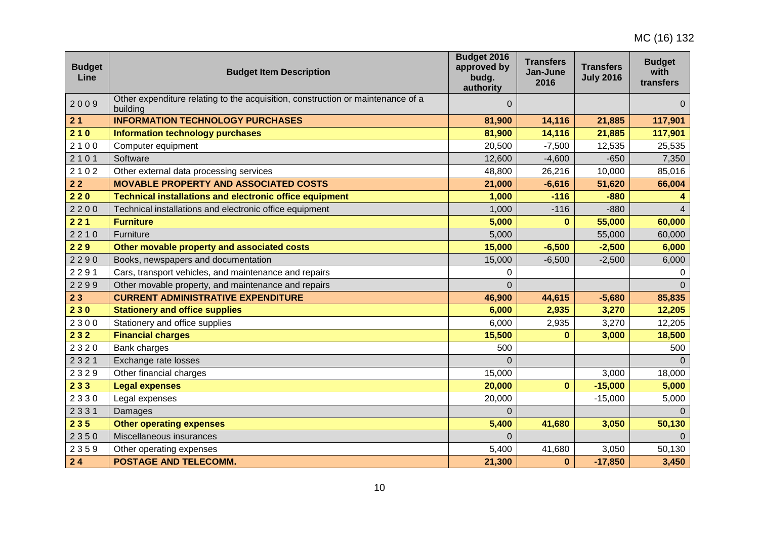| Budget Line | Budget Item Description | Budget 2016 approved by budg. authority | Transfers Jan-June 2016 | Transfers July 2016 | Budget with transfers |
|---|---|---|---|---|---|
| 2 0 0 9 | Other expenditure relating to the acquisition, construction or maintenance of a building | 0 | | | 0 |
| **2 1** | **INFORMATION TECHNOLOGY PURCHASES** | **81,900** | **14,116** | **21,885** | **117,901** |
| **2 1 0** | **Information technology purchases** | **81,900** | **14,116** | **21,885** | **117,901** |
| 2 1 0 0 | Computer equipment | 20,500 | -7,500 | 12,535 | 25,535 |
| 2 1 0 1 | Software | 12,600 | -4,600 | -650 | 7,350 |
| 2 1 0 2 | Other external data processing services | 48,800 | 26,216 | 10,000 | 85,016 |
| **2 2** | **MOVABLE PROPERTY AND ASSOCIATED COSTS** | **21,000** | **-6,616** | **51,620** | **66,004** |
| **2 2 0** | **Technical installations and electronic office equipment** | **1,000** | **-116** | **-880** | **4** |
| 2 2 0 0 | Technical installations and electronic office equipment | 1,000 | -116 | -880 | 4 |
| **2 2 1** | **Furniture** | **5,000** | **0** | **55,000** | **60,000** |
| 2 2 1 0 | Furniture | 5,000 | | 55,000 | 60,000 |
| **2 2 9** | **Other movable property and associated costs** | **15,000** | **-6,500** | **-2,500** | **6,000** |
| 2 2 9 0 | Books, newspapers and documentation | 15,000 | -6,500 | -2,500 | 6,000 |
| 2 2 9 1 | Cars, transport vehicles, and maintenance and repairs | 0 | | | 0 |
| 2 2 9 9 | Other movable property, and maintenance and repairs | 0 | | | 0 |
| **2 3** | **CURRENT ADMINISTRATIVE EXPENDITURE** | **46,900** | **44,615** | **-5,680** | **85,835** |
| **2 3 0** | **Stationery and office supplies** | **6,000** | **2,935** | **3,270** | **12,205** |
| 2 3 0 0 | Stationery and office supplies | 6,000 | 2,935 | 3,270 | 12,205 |
| **2 3 2** | **Financial charges** | **15,500** | **0** | **3,000** | **18,500** |
| 2 3 2 0 | Bank charges | 500 | | | 500 |
| 2 3 2 1 | Exchange rate losses | 0 | | | 0 |
| 2 3 2 9 | Other financial charges | 15,000 | | 3,000 | 18,000 |
| **2 3 3** | **Legal expenses** | **20,000** | **0** | **-15,000** | **5,000** |
| 2 3 3 0 | Legal expenses | 20,000 | | -15,000 | 5,000 |
| 2 3 3 1 | Damages | 0 | | | 0 |
| **2 3 5** | **Other operating expenses** | **5,400** | **41,680** | **3,050** | **50,130** |
| 2 3 5 0 | Miscellaneous insurances | 0 | | | 0 |
| 2 3 5 9 | Other operating expenses | 5,400 | 41,680 | 3,050 | 50,130 |
| **2 4** | **POSTAGE AND TELECOMM.** | **21,300** | **0** | **-17,850** | **3,450** |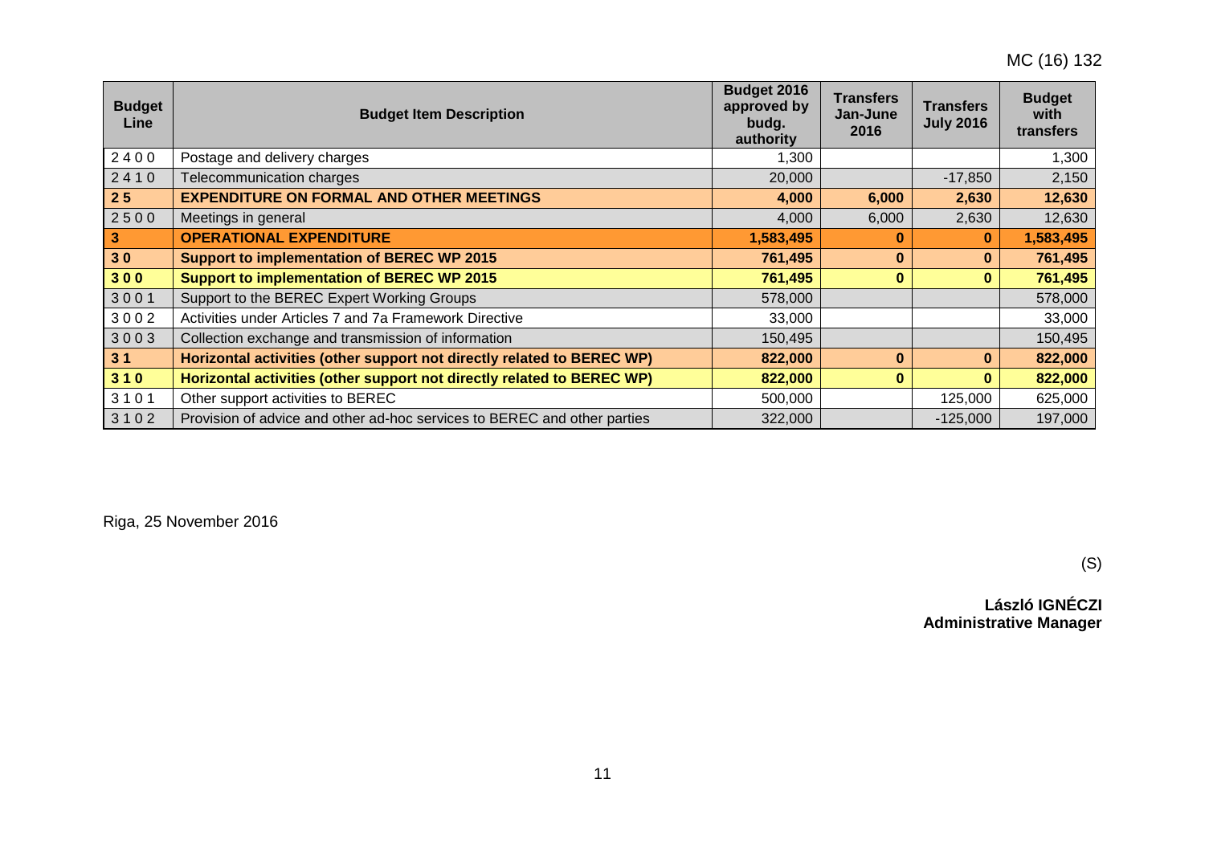MC (16) 132

| Budget Line | Budget Item Description | Budget 2016 approved by budg. authority | Transfers Jan-June 2016 | Transfers July 2016 | Budget with transfers |
|---|---|---|---|---|---|
| 2 4 0 0 | Postage and delivery charges | 1,300 | | | 1,300 |
| 2 4 1 0 | Telecommunication charges | 20,000 | | -17,850 | 2,150 |
| **2 5** | **EXPENDITURE ON FORMAL AND OTHER MEETINGS** | **4,000** | **6,000** | **2,630** | **12,630** |
| 2 5 0 0 | Meetings in general | 4,000 | 6,000 | 2,630 | 12,630 |
| **3** | **OPERATIONAL EXPENDITURE** | **1,583,495** | **0** | **0** | **1,583,495** |
| **3 0** | **Support to implementation of BEREC WP 2015** | **761,495** | **0** | **0** | **761,495** |
| **3 0 0** | **Support to implementation of BEREC WP 2015** | **761,495** | **0** | **0** | **761,495** |
| 3 0 0 1 | Support to the BEREC Expert Working Groups | 578,000 | | | 578,000 |
| 3 0 0 2 | Activities under Articles 7 and 7a Framework Directive | 33,000 | | | 33,000 |
| 3 0 0 3 | Collection exchange and transmission of information | 150,495 | | | 150,495 |
| **3 1** | **Horizontal activities (other support not directly related to BEREC WP)** | **822,000** | **0** | **0** | **822,000** |
| **3 1 0** | **Horizontal activities (other support not directly related to BEREC WP)** | **822,000** | **0** | **0** | **822,000** |
| 3 1 0 1 | Other support activities to BEREC | 500,000 | | 125,000 | 625,000 |
| 3 1 0 2 | Provision of advice and other ad-hoc services to BEREC and other parties | 322,000 | | -125,000 | 197,000 |

Riga, 25 November 2016

(S)

**László IGNÉCZI**
**Administrative Manager**